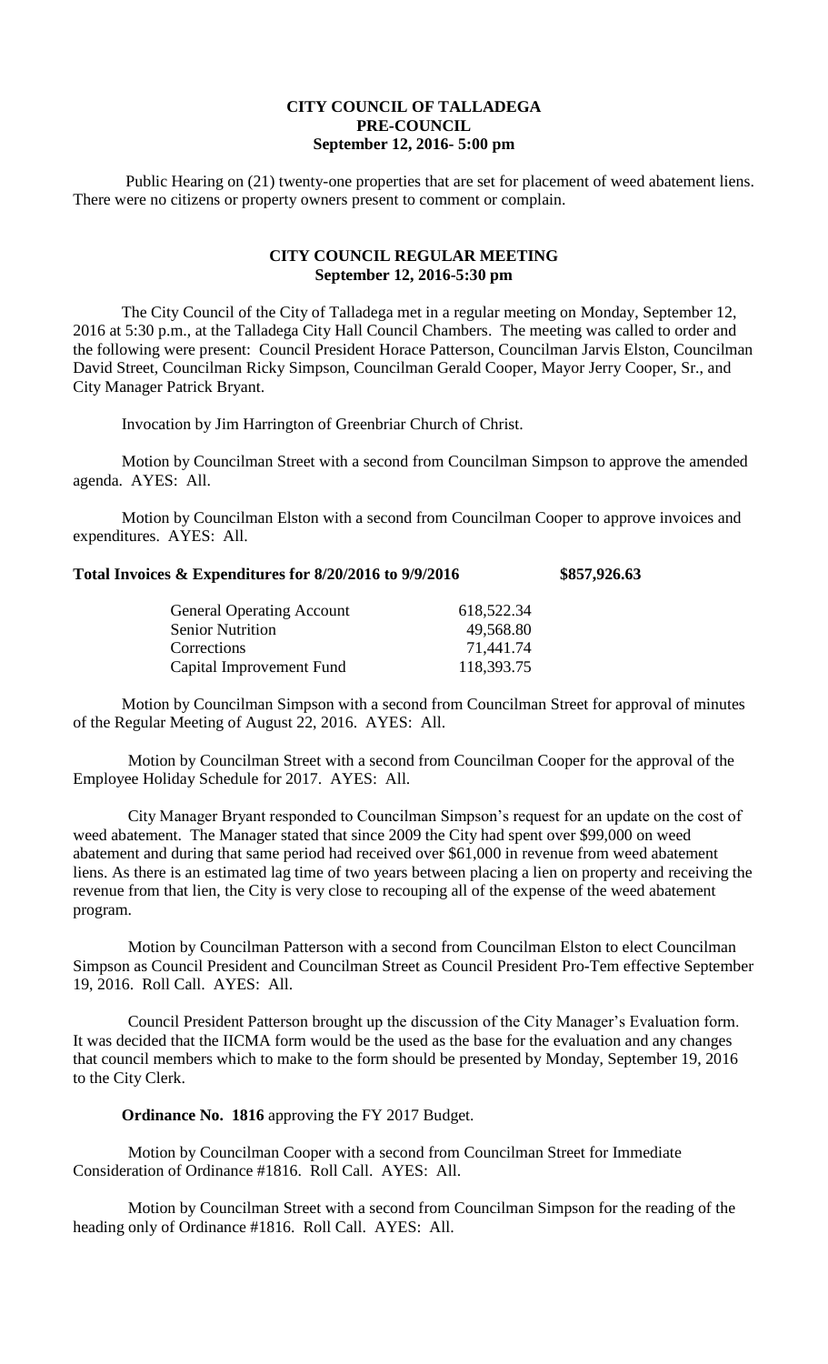**CITY COUNCIL OF TALLADEGA**
**PRE-COUNCIL**
**September 12, 2016- 5:00 pm**

Public Hearing on (21) twenty-one properties that are set for placement of weed abatement liens. There were no citizens or property owners present to comment or complain.

**CITY COUNCIL REGULAR MEETING**
**September 12, 2016-5:30 pm**

The City Council of the City of Talladega met in a regular meeting on Monday, September 12, 2016 at 5:30 p.m., at the Talladega City Hall Council Chambers. The meeting was called to order and the following were present: Council President Horace Patterson, Councilman Jarvis Elston, Councilman David Street, Councilman Ricky Simpson, Councilman Gerald Cooper, Mayor Jerry Cooper, Sr., and City Manager Patrick Bryant.

Invocation by Jim Harrington of Greenbriar Church of Christ.

Motion by Councilman Street with a second from Councilman Simpson to approve the amended agenda. AYES: All.

Motion by Councilman Elston with a second from Councilman Cooper to approve invoices and expenditures. AYES: All.

**Total Invoices & Expenditures for 8/20/2016 to 9/9/2016 $857,926.63**

| | |
|---|---|
| General Operating Account | 618,522.34 |
| Senior Nutrition | 49,568.80 |
| Corrections | 71,441.74 |
| Capital Improvement Fund | 118,393.75 |

Motion by Councilman Simpson with a second from Councilman Street for approval of minutes of the Regular Meeting of August 22, 2016. AYES: All.

Motion by Councilman Street with a second from Councilman Cooper for the approval of the Employee Holiday Schedule for 2017. AYES: All.

City Manager Bryant responded to Councilman Simpson's request for an update on the cost of weed abatement. The Manager stated that since 2009 the City had spent over $99,000 on weed abatement and during that same period had received over $61,000 in revenue from weed abatement liens. As there is an estimated lag time of two years between placing a lien on property and receiving the revenue from that lien, the City is very close to recouping all of the expense of the weed abatement program.

Motion by Councilman Patterson with a second from Councilman Elston to elect Councilman Simpson as Council President and Councilman Street as Council President Pro-Tem effective September 19, 2016. Roll Call. AYES: All.

Council President Patterson brought up the discussion of the City Manager's Evaluation form. It was decided that the IICMA form would be the used as the base for the evaluation and any changes that council members which to make to the form should be presented by Monday, September 19, 2016 to the City Clerk.

**Ordinance No. 1816** approving the FY 2017 Budget.

Motion by Councilman Cooper with a second from Councilman Street for Immediate Consideration of Ordinance #1816. Roll Call. AYES: All.

Motion by Councilman Street with a second from Councilman Simpson for the reading of the heading only of Ordinance #1816. Roll Call. AYES: All.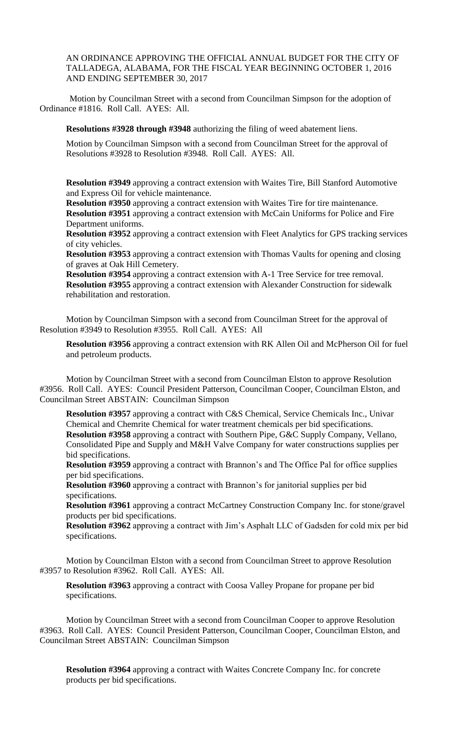AN ORDINANCE APPROVING THE OFFICIAL ANNUAL BUDGET FOR THE CITY OF TALLADEGA, ALABAMA, FOR THE FISCAL YEAR BEGINNING OCTOBER 1, 2016 AND ENDING SEPTEMBER 30, 2017

Motion by Councilman Street with a second from Councilman Simpson for the adoption of Ordinance #1816. Roll Call. AYES: All.

**Resolutions #3928 through #3948** authorizing the filing of weed abatement liens.

Motion by Councilman Simpson with a second from Councilman Street for the approval of Resolutions #3928 to Resolution #3948. Roll Call. AYES: All.

**Resolution #3949** approving a contract extension with Waites Tire, Bill Stanford Automotive and Express Oil for vehicle maintenance.
**Resolution #3950** approving a contract extension with Waites Tire for tire maintenance.
**Resolution #3951** approving a contract extension with McCain Uniforms for Police and Fire Department uniforms.
**Resolution #3952** approving a contract extension with Fleet Analytics for GPS tracking services of city vehicles.
**Resolution #3953** approving a contract extension with Thomas Vaults for opening and closing of graves at Oak Hill Cemetery.
**Resolution #3954** approving a contract extension with A-1 Tree Service for tree removal.
**Resolution #3955** approving a contract extension with Alexander Construction for sidewalk rehabilitation and restoration.

Motion by Councilman Simpson with a second from Councilman Street for the approval of Resolution #3949 to Resolution #3955. Roll Call. AYES: All

**Resolution #3956** approving a contract extension with RK Allen Oil and McPherson Oil for fuel and petroleum products.

Motion by Councilman Street with a second from Councilman Elston to approve Resolution #3956. Roll Call. AYES: Council President Patterson, Councilman Cooper, Councilman Elston, and Councilman Street ABSTAIN: Councilman Simpson

**Resolution #3957** approving a contract with C&S Chemical, Service Chemicals Inc., Univar Chemical and Chemrite Chemical for water treatment chemicals per bid specifications.
**Resolution #3958** approving a contract with Southern Pipe, G&C Supply Company, Vellano, Consolidated Pipe and Supply and M&H Valve Company for water constructions supplies per bid specifications.
**Resolution #3959** approving a contract with Brannon's and The Office Pal for office supplies per bid specifications.
**Resolution #3960** approving a contract with Brannon's for janitorial supplies per bid specifications.
**Resolution #3961** approving a contract McCartney Construction Company Inc. for stone/gravel products per bid specifications.
**Resolution #3962** approving a contract with Jim's Asphalt LLC of Gadsden for cold mix per bid specifications.

Motion by Councilman Elston with a second from Councilman Street to approve Resolution #3957 to Resolution #3962. Roll Call. AYES: All.

**Resolution #3963** approving a contract with Coosa Valley Propane for propane per bid specifications.

Motion by Councilman Street with a second from Councilman Cooper to approve Resolution #3963. Roll Call. AYES: Council President Patterson, Councilman Cooper, Councilman Elston, and Councilman Street ABSTAIN: Councilman Simpson

**Resolution #3964** approving a contract with Waites Concrete Company Inc. for concrete products per bid specifications.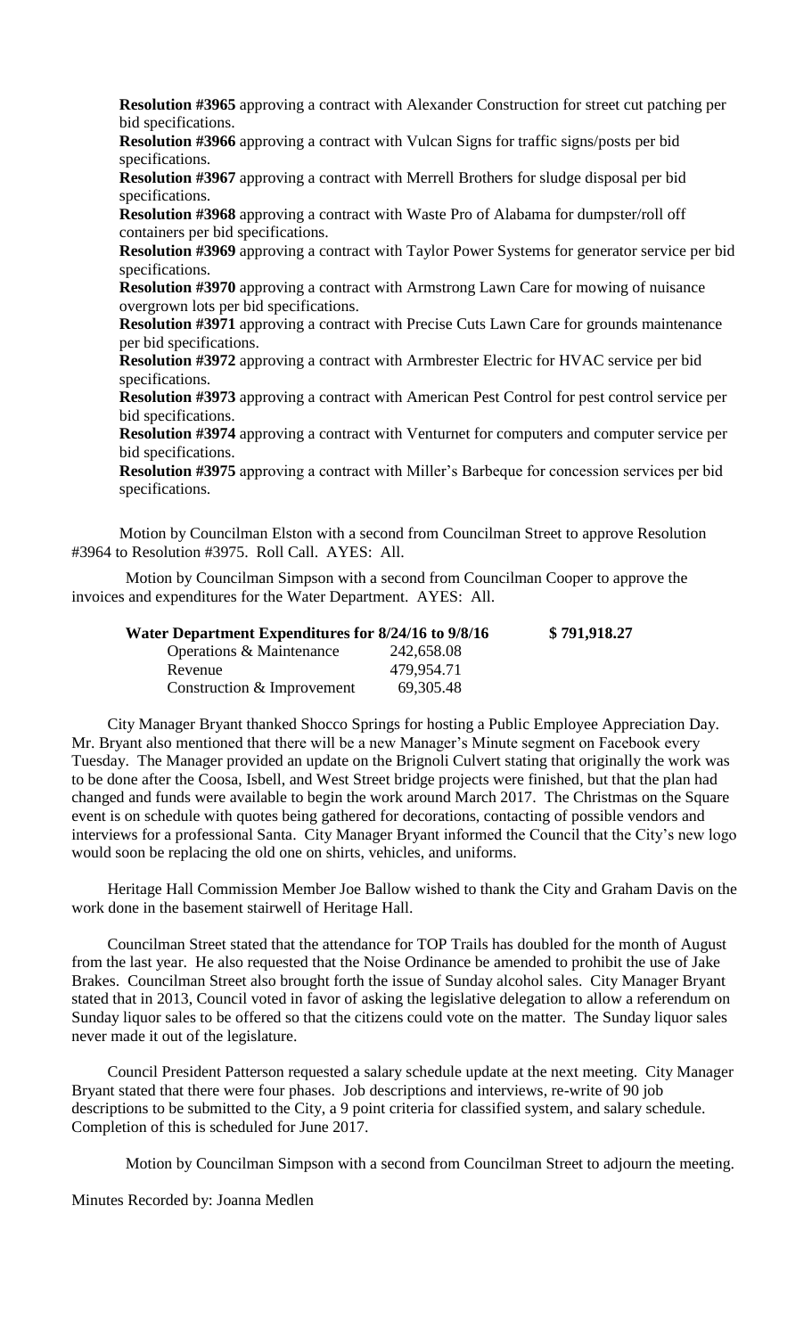**Resolution #3965** approving a contract with Alexander Construction for street cut patching per bid specifications.

**Resolution #3966** approving a contract with Vulcan Signs for traffic signs/posts per bid specifications.

**Resolution #3967** approving a contract with Merrell Brothers for sludge disposal per bid specifications.

**Resolution #3968** approving a contract with Waste Pro of Alabama for dumpster/roll off containers per bid specifications.

**Resolution #3969** approving a contract with Taylor Power Systems for generator service per bid specifications.

**Resolution #3970** approving a contract with Armstrong Lawn Care for mowing of nuisance overgrown lots per bid specifications.

**Resolution #3971** approving a contract with Precise Cuts Lawn Care for grounds maintenance per bid specifications.

**Resolution #3972** approving a contract with Armbrester Electric for HVAC service per bid specifications.

**Resolution #3973** approving a contract with American Pest Control for pest control service per bid specifications.

**Resolution #3974** approving a contract with Venturnet for computers and computer service per bid specifications.

**Resolution #3975** approving a contract with Miller's Barbeque for concession services per bid specifications.

Motion by Councilman Elston with a second from Councilman Street to approve Resolution #3964 to Resolution #3975. Roll Call. AYES: All.

Motion by Councilman Simpson with a second from Councilman Cooper to approve the invoices and expenditures for the Water Department. AYES: All.

| **Water Department Expenditures for 8/24/16 to 9/8/16** | | **$ 791,918.27** |
|---|---|---|
| Operations & Maintenance | 242,658.08 | |
| Revenue | 479,954.71 | |
| Construction & Improvement | 69,305.48 | |

City Manager Bryant thanked Shocco Springs for hosting a Public Employee Appreciation Day. Mr. Bryant also mentioned that there will be a new Manager's Minute segment on Facebook every Tuesday. The Manager provided an update on the Brignoli Culvert stating that originally the work was to be done after the Coosa, Isbell, and West Street bridge projects were finished, but that the plan had changed and funds were available to begin the work around March 2017. The Christmas on the Square event is on schedule with quotes being gathered for decorations, contacting of possible vendors and interviews for a professional Santa. City Manager Bryant informed the Council that the City's new logo would soon be replacing the old one on shirts, vehicles, and uniforms.

Heritage Hall Commission Member Joe Ballow wished to thank the City and Graham Davis on the work done in the basement stairwell of Heritage Hall.

Councilman Street stated that the attendance for TOP Trails has doubled for the month of August from the last year. He also requested that the Noise Ordinance be amended to prohibit the use of Jake Brakes. Councilman Street also brought forth the issue of Sunday alcohol sales. City Manager Bryant stated that in 2013, Council voted in favor of asking the legislative delegation to allow a referendum on Sunday liquor sales to be offered so that the citizens could vote on the matter. The Sunday liquor sales never made it out of the legislature.

Council President Patterson requested a salary schedule update at the next meeting. City Manager Bryant stated that there were four phases. Job descriptions and interviews, re-write of 90 job descriptions to be submitted to the City, a 9 point criteria for classified system, and salary schedule. Completion of this is scheduled for June 2017.

Motion by Councilman Simpson with a second from Councilman Street to adjourn the meeting.

Minutes Recorded by: Joanna Medlen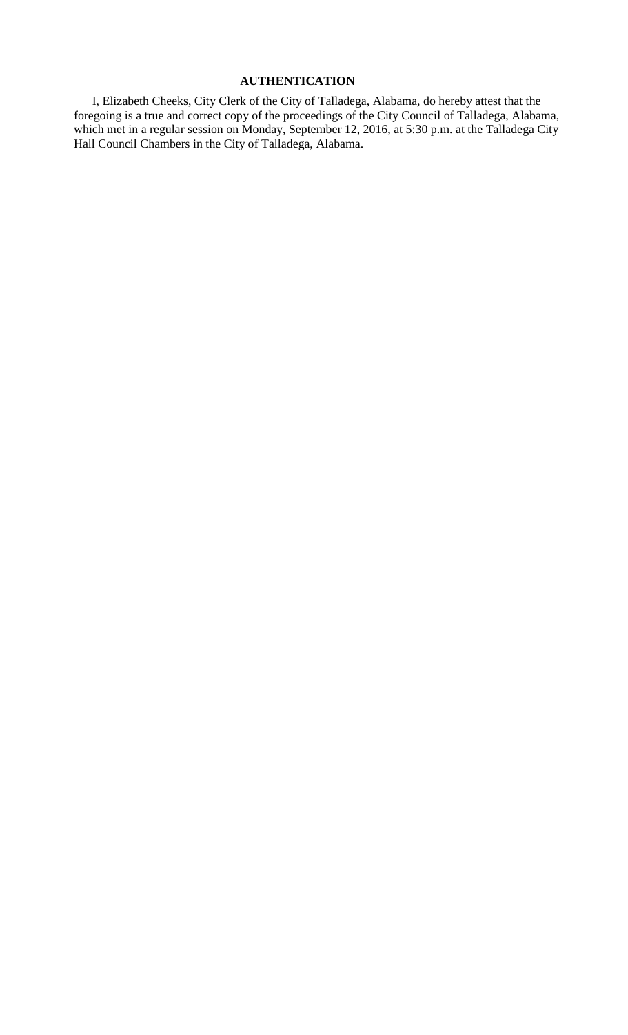# AUTHENTICATION

I, Elizabeth Cheeks, City Clerk of the City of Talladega, Alabama, do hereby attest that the foregoing is a true and correct copy of the proceedings of the City Council of Talladega, Alabama, which met in a regular session on Monday, September 12, 2016, at 5:30 p.m. at the Talladega City Hall Council Chambers in the City of Talladega, Alabama.